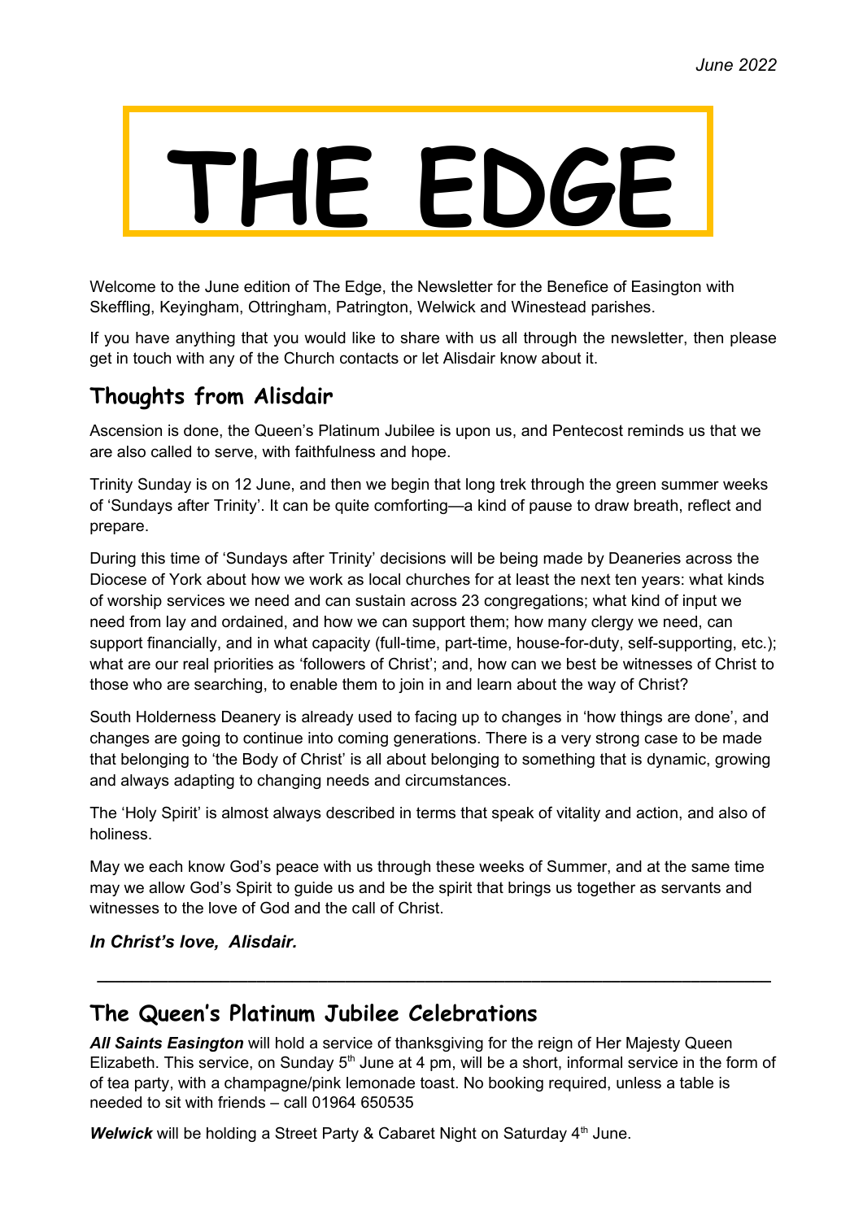June 2022

# THE EDGE

Welcome to the June edition of The Edge, the Newsletter for the Benefice of Easington with Skeffling, Keyingham, Ottringham, Patrington, Welwick and Winestead parishes.

If you have anything that you would like to share with us all through the newsletter, then please get in touch with any of the Church contacts or let Alisdair know about it.

## Thoughts from Alisdair

Ascension is done, the Queen's Platinum Jubilee is upon us, and Pentecost reminds us that we are also called to serve, with faithfulness and hope.

Trinity Sunday is on 12 June, and then we begin that long trek through the green summer weeks of 'Sundays after Trinity'. It can be quite comforting—a kind of pause to draw breath, reflect and prepare.

During this time of 'Sundays after Trinity' decisions will be being made by Deaneries across the Diocese of York about how we work as local churches for at least the next ten years: what kinds of worship services we need and can sustain across 23 congregations; what kind of input we need from lay and ordained, and how we can support them; how many clergy we need, can support financially, and in what capacity (full-time, part-time, house-for-duty, self-supporting, etc.); what are our real priorities as 'followers of Christ'; and, how can we best be witnesses of Christ to those who are searching, to enable them to join in and learn about the way of Christ?

South Holderness Deanery is already used to facing up to changes in 'how things are done', and changes are going to continue into coming generations. There is a very strong case to be made that belonging to 'the Body of Christ' is all about belonging to something that is dynamic, growing and always adapting to changing needs and circumstances.

The 'Holy Spirit' is almost always described in terms that speak of vitality and action, and also of holiness.

May we each know God's peace with us through these weeks of Summer, and at the same time may we allow God's Spirit to guide us and be the spirit that brings us together as servants and witnesses to the love of God and the call of Christ.

***In Christ's love, Alisdair.***

---

## The Queen's Platinum Jubilee Celebrations

***All Saints Easington*** will hold a service of thanksgiving for the reign of Her Majesty Queen Elizabeth. This service, on Sunday 5th June at 4 pm, will be a short, informal service in the form of of tea party, with a champagne/pink lemonade toast. No booking required, unless a table is needed to sit with friends – call 01964 650535

***Welwick*** will be holding a Street Party & Cabaret Night on Saturday 4th June.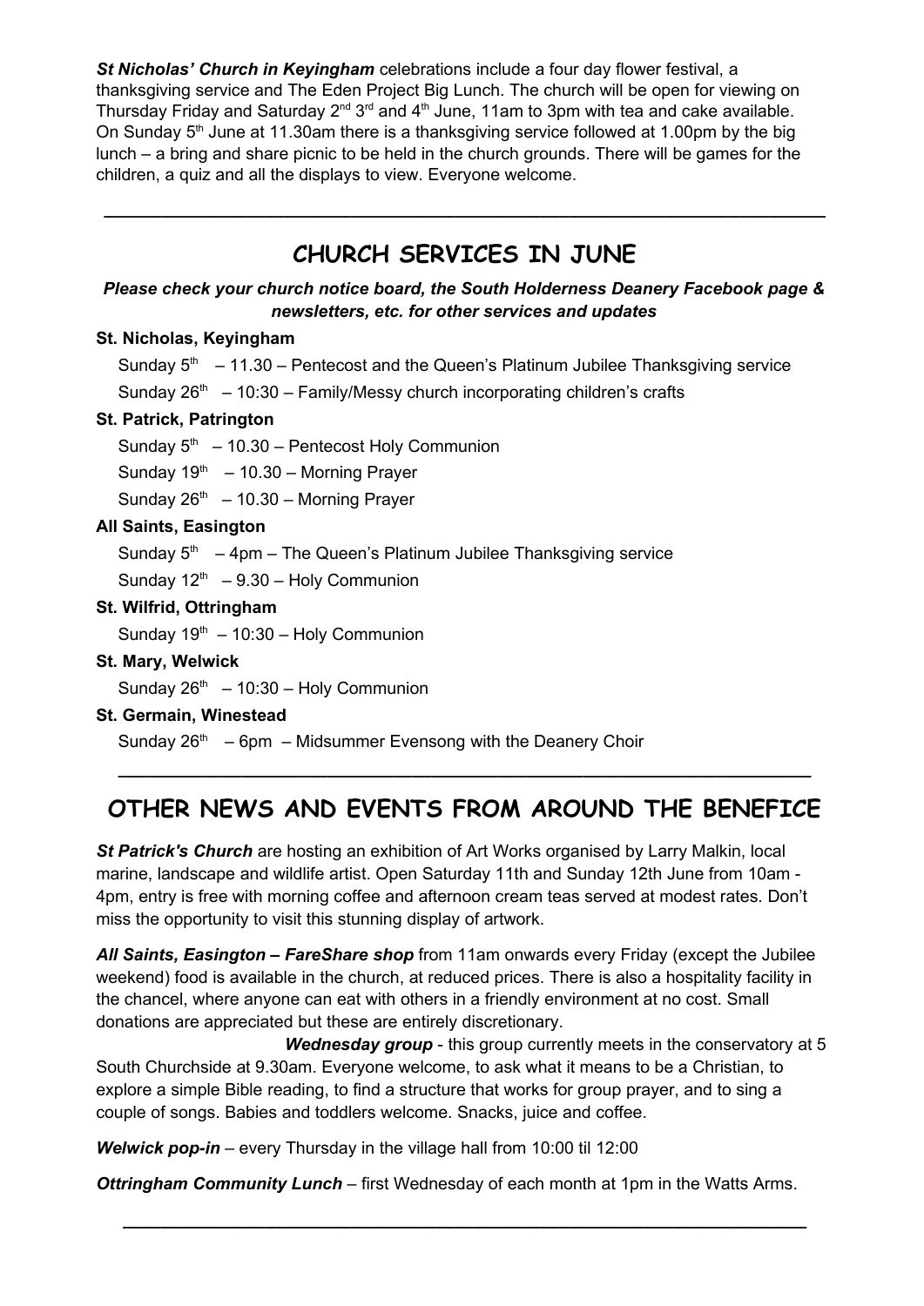***St Nicholas' Church in Keyingham*** celebrations include a four day flower festival, a thanksgiving service and The Eden Project Big Lunch. The church will be open for viewing on Thursday Friday and Saturday 2nd 3rd and 4th June, 11am to 3pm with tea and cake available. On Sunday 5th June at 11.30am there is a thanksgiving service followed at 1.00pm by the big lunch – a bring and share picnic to be held in the church grounds. There will be games for the children, a quiz and all the displays to view. Everyone welcome.

---

## CHURCH SERVICES IN JUNE

***Please check your church notice board, the South Holderness Deanery Facebook page & newsletters, etc. for other services and updates***

**St. Nicholas, Keyingham**

Sunday 5th – 11.30 – Pentecost and the Queen's Platinum Jubilee Thanksgiving service

Sunday 26th – 10:30 – Family/Messy church incorporating children's crafts

**St. Patrick, Patrington**

Sunday 5th – 10.30 – Pentecost Holy Communion

Sunday 19th – 10.30 – Morning Prayer

Sunday 26th – 10.30 – Morning Prayer

**All Saints, Easington**

Sunday 5th – 4pm – The Queen's Platinum Jubilee Thanksgiving service

Sunday 12th – 9.30 – Holy Communion

**St. Wilfrid, Ottringham**

Sunday 19th – 10:30 – Holy Communion

**St. Mary, Welwick**

Sunday 26th – 10:30 – Holy Communion

**St. Germain, Winestead**

Sunday 26th – 6pm – Midsummer Evensong with the Deanery Choir

---

## OTHER NEWS AND EVENTS FROM AROUND THE BENEFICE

***St Patrick's Church*** are hosting an exhibition of Art Works organised by Larry Malkin, local marine, landscape and wildlife artist. Open Saturday 11th and Sunday 12th June from 10am - 4pm, entry is free with morning coffee and afternoon cream teas served at modest rates. Don't miss the opportunity to visit this stunning display of artwork.

***All Saints, Easington – FareShare shop*** from 11am onwards every Friday (except the Jubilee weekend) food is available in the church, at reduced prices. There is also a hospitality facility in the chancel, where anyone can eat with others in a friendly environment at no cost. Small donations are appreciated but these are entirely discretionary.

***Wednesday group*** - this group currently meets in the conservatory at 5 South Churchside at 9.30am. Everyone welcome, to ask what it means to be a Christian, to explore a simple Bible reading, to find a structure that works for group prayer, and to sing a couple of songs. Babies and toddlers welcome. Snacks, juice and coffee.

***Welwick pop-in*** – every Thursday in the village hall from 10:00 til 12:00

***Ottringham Community Lunch*** – first Wednesday of each month at 1pm in the Watts Arms.

---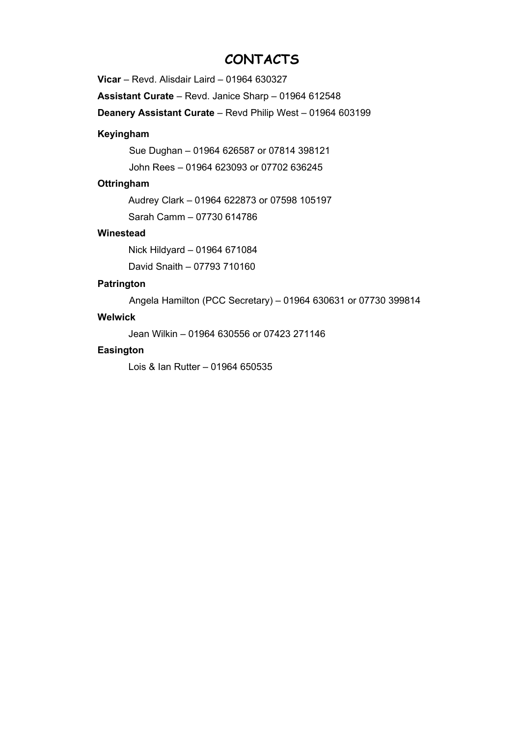# CONTACTS

**Vicar** – Revd. Alisdair Laird – 01964 630327

**Assistant Curate** – Revd. Janice Sharp – 01964 612548

**Deanery Assistant Curate** – Revd Philip West – 01964 603199

### Keyingham

Sue Dughan – 01964 626587 or 07814 398121

John Rees – 01964 623093 or 07702 636245

### Ottringham

Audrey Clark – 01964 622873 or 07598 105197

Sarah Camm – 07730 614786

### Winestead

Nick Hildyard – 01964 671084

David Snaith – 07793 710160

### Patrington

Angela Hamilton (PCC Secretary) – 01964 630631 or 07730 399814

### Welwick

Jean Wilkin – 01964 630556 or 07423 271146

### Easington

Lois & Ian Rutter – 01964 650535